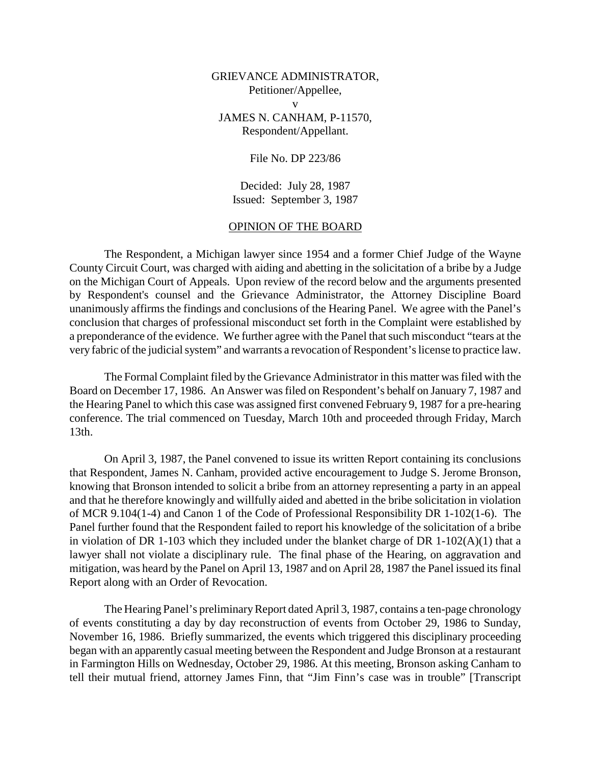GRIEVANCE ADMINISTRATOR,
Petitioner/Appellee,
v
JAMES N. CANHAM, P-11570,
Respondent/Appellant.

File No. DP 223/86

Decided: July 28, 1987
Issued: September 3, 1987

## OPINION OF THE BOARD

The Respondent, a Michigan lawyer since 1954 and a former Chief Judge of the Wayne County Circuit Court, was charged with aiding and abetting in the solicitation of a bribe by a Judge on the Michigan Court of Appeals. Upon review of the record below and the arguments presented by Respondent's counsel and the Grievance Administrator, the Attorney Discipline Board unanimously affirms the findings and conclusions of the Hearing Panel. We agree with the Panel's conclusion that charges of professional misconduct set forth in the Complaint were established by a preponderance of the evidence. We further agree with the Panel that such misconduct "tears at the very fabric of the judicial system" and warrants a revocation of Respondent's license to practice law.

The Formal Complaint filed by the Grievance Administrator in this matter was filed with the Board on December 17, 1986. An Answer was filed on Respondent's behalf on January 7, 1987 and the Hearing Panel to which this case was assigned first convened February 9, 1987 for a pre-hearing conference. The trial commenced on Tuesday, March 10th and proceeded through Friday, March 13th.

On April 3, 1987, the Panel convened to issue its written Report containing its conclusions that Respondent, James N. Canham, provided active encouragement to Judge S. Jerome Bronson, knowing that Bronson intended to solicit a bribe from an attorney representing a party in an appeal and that he therefore knowingly and willfully aided and abetted in the bribe solicitation in violation of MCR 9.104(1-4) and Canon 1 of the Code of Professional Responsibility DR 1-102(1-6). The Panel further found that the Respondent failed to report his knowledge of the solicitation of a bribe in violation of DR 1-103 which they included under the blanket charge of DR 1-102(A)(1) that a lawyer shall not violate a disciplinary rule. The final phase of the Hearing, on aggravation and mitigation, was heard by the Panel on April 13, 1987 and on April 28, 1987 the Panel issued its final Report along with an Order of Revocation.

The Hearing Panel's preliminary Report dated April 3, 1987, contains a ten-page chronology of events constituting a day by day reconstruction of events from October 29, 1986 to Sunday, November 16, 1986. Briefly summarized, the events which triggered this disciplinary proceeding began with an apparently casual meeting between the Respondent and Judge Bronson at a restaurant in Farmington Hills on Wednesday, October 29, 1986. At this meeting, Bronson asking Canham to tell their mutual friend, attorney James Finn, that "Jim Finn's case was in trouble" [Transcript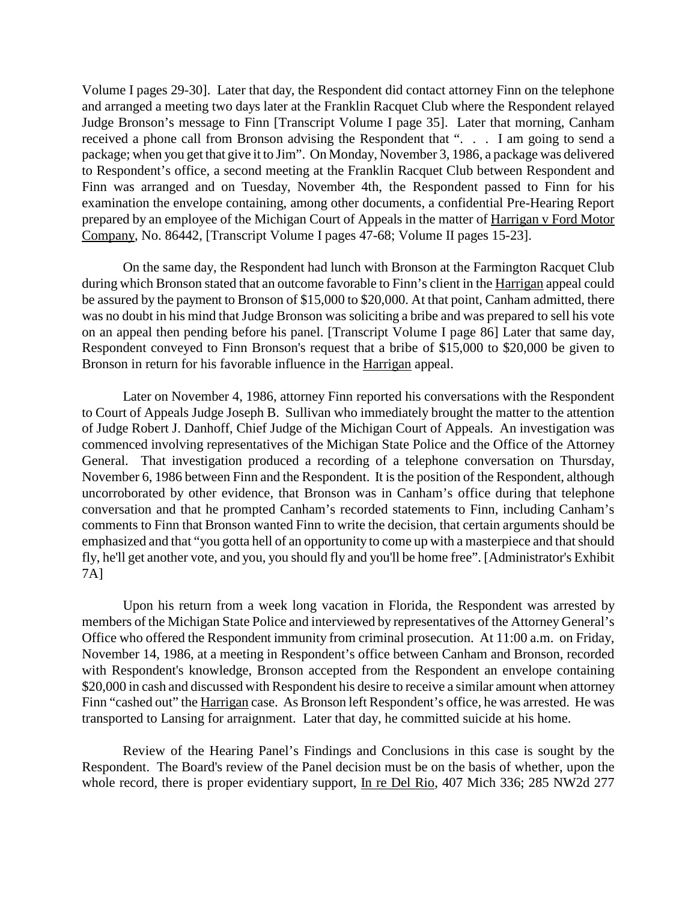Volume I pages 29-30]. Later that day, the Respondent did contact attorney Finn on the telephone and arranged a meeting two days later at the Franklin Racquet Club where the Respondent relayed Judge Bronson's message to Finn [Transcript Volume I page 35]. Later that morning, Canham received a phone call from Bronson advising the Respondent that ". . . I am going to send a package; when you get that give it to Jim". On Monday, November 3, 1986, a package was delivered to Respondent's office, a second meeting at the Franklin Racquet Club between Respondent and Finn was arranged and on Tuesday, November 4th, the Respondent passed to Finn for his examination the envelope containing, among other documents, a confidential Pre-Hearing Report prepared by an employee of the Michigan Court of Appeals in the matter of Harrigan v Ford Motor Company, No. 86442, [Transcript Volume I pages 47-68; Volume II pages 15-23].

On the same day, the Respondent had lunch with Bronson at the Farmington Racquet Club during which Bronson stated that an outcome favorable to Finn's client in the Harrigan appeal could be assured by the payment to Bronson of $15,000 to $20,000. At that point, Canham admitted, there was no doubt in his mind that Judge Bronson was soliciting a bribe and was prepared to sell his vote on an appeal then pending before his panel. [Transcript Volume I page 86] Later that same day, Respondent conveyed to Finn Bronson's request that a bribe of $15,000 to $20,000 be given to Bronson in return for his favorable influence in the Harrigan appeal.

Later on November 4, 1986, attorney Finn reported his conversations with the Respondent to Court of Appeals Judge Joseph B. Sullivan who immediately brought the matter to the attention of Judge Robert J. Danhoff, Chief Judge of the Michigan Court of Appeals. An investigation was commenced involving representatives of the Michigan State Police and the Office of the Attorney General. That investigation produced a recording of a telephone conversation on Thursday, November 6, 1986 between Finn and the Respondent. It is the position of the Respondent, although uncorroborated by other evidence, that Bronson was in Canham's office during that telephone conversation and that he prompted Canham's recorded statements to Finn, including Canham's comments to Finn that Bronson wanted Finn to write the decision, that certain arguments should be emphasized and that "you gotta hell of an opportunity to come up with a masterpiece and that should fly, he'll get another vote, and you, you should fly and you'll be home free". [Administrator's Exhibit 7A]

Upon his return from a week long vacation in Florida, the Respondent was arrested by members of the Michigan State Police and interviewed by representatives of the Attorney General's Office who offered the Respondent immunity from criminal prosecution. At 11:00 a.m. on Friday, November 14, 1986, at a meeting in Respondent's office between Canham and Bronson, recorded with Respondent's knowledge, Bronson accepted from the Respondent an envelope containing $20,000 in cash and discussed with Respondent his desire to receive a similar amount when attorney Finn "cashed out" the Harrigan case. As Bronson left Respondent's office, he was arrested. He was transported to Lansing for arraignment. Later that day, he committed suicide at his home.

Review of the Hearing Panel's Findings and Conclusions in this case is sought by the Respondent. The Board's review of the Panel decision must be on the basis of whether, upon the whole record, there is proper evidentiary support, In re Del Rio, 407 Mich 336; 285 NW2d 277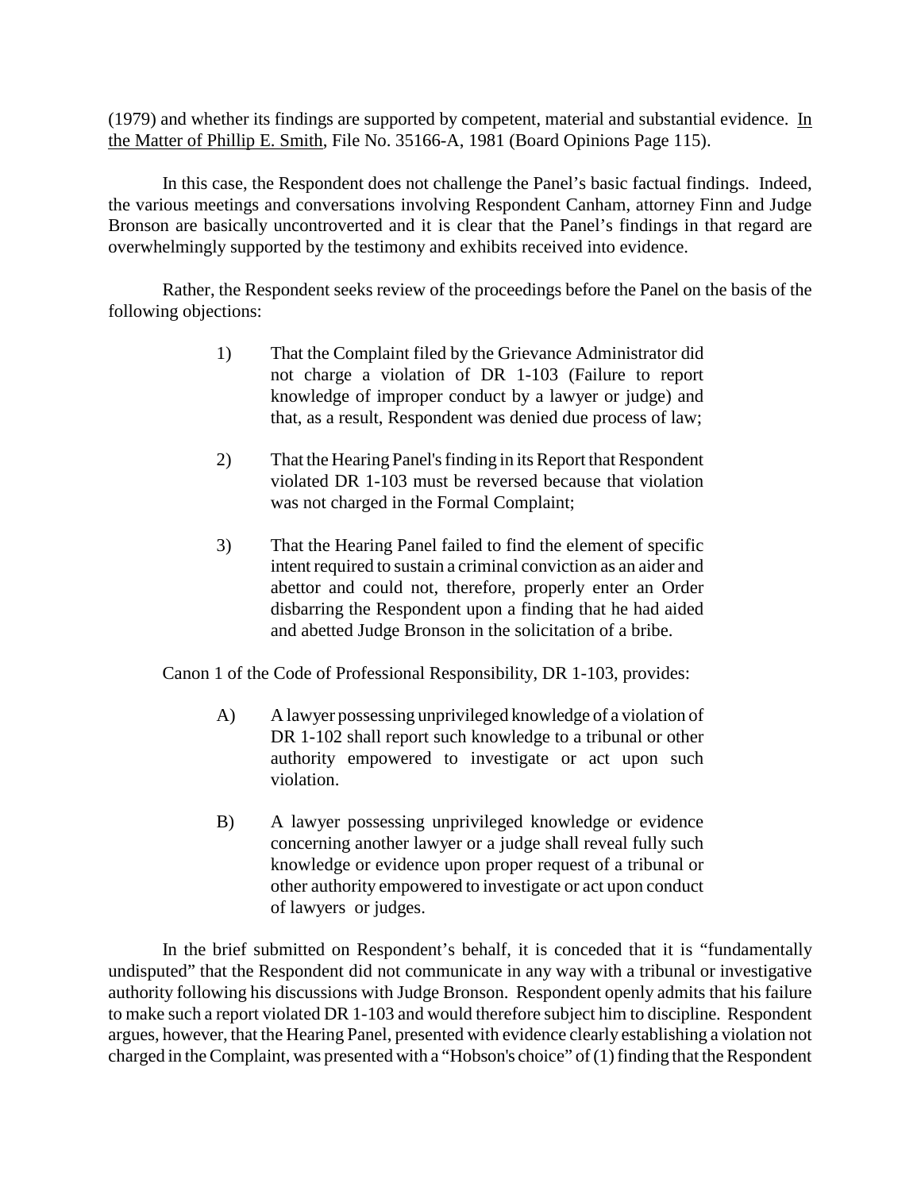(1979) and whether its findings are supported by competent, material and substantial evidence. In the Matter of Phillip E. Smith, File No. 35166-A, 1981 (Board Opinions Page 115).

In this case, the Respondent does not challenge the Panel's basic factual findings. Indeed, the various meetings and conversations involving Respondent Canham, attorney Finn and Judge Bronson are basically uncontroverted and it is clear that the Panel's findings in that regard are overwhelmingly supported by the testimony and exhibits received into evidence.

Rather, the Respondent seeks review of the proceedings before the Panel on the basis of the following objections:

> 1) That the Complaint filed by the Grievance Administrator did not charge a violation of DR 1-103 (Failure to report knowledge of improper conduct by a lawyer or judge) and that, as a result, Respondent was denied due process of law;
>
> 2) That the Hearing Panel's finding in its Report that Respondent violated DR 1-103 must be reversed because that violation was not charged in the Formal Complaint;
>
> 3) That the Hearing Panel failed to find the element of specific intent required to sustain a criminal conviction as an aider and abettor and could not, therefore, properly enter an Order disbarring the Respondent upon a finding that he had aided and abetted Judge Bronson in the solicitation of a bribe.

Canon 1 of the Code of Professional Responsibility, DR 1-103, provides:

> A) A lawyer possessing unprivileged knowledge of a violation of DR 1-102 shall report such knowledge to a tribunal or other authority empowered to investigate or act upon such violation.
>
> B) A lawyer possessing unprivileged knowledge or evidence concerning another lawyer or a judge shall reveal fully such knowledge or evidence upon proper request of a tribunal or other authority empowered to investigate or act upon conduct of lawyers or judges.

In the brief submitted on Respondent's behalf, it is conceded that it is "fundamentally undisputed" that the Respondent did not communicate in any way with a tribunal or investigative authority following his discussions with Judge Bronson. Respondent openly admits that his failure to make such a report violated DR 1-103 and would therefore subject him to discipline. Respondent argues, however, that the Hearing Panel, presented with evidence clearly establishing a violation not charged in the Complaint, was presented with a "Hobson's choice" of (1) finding that the Respondent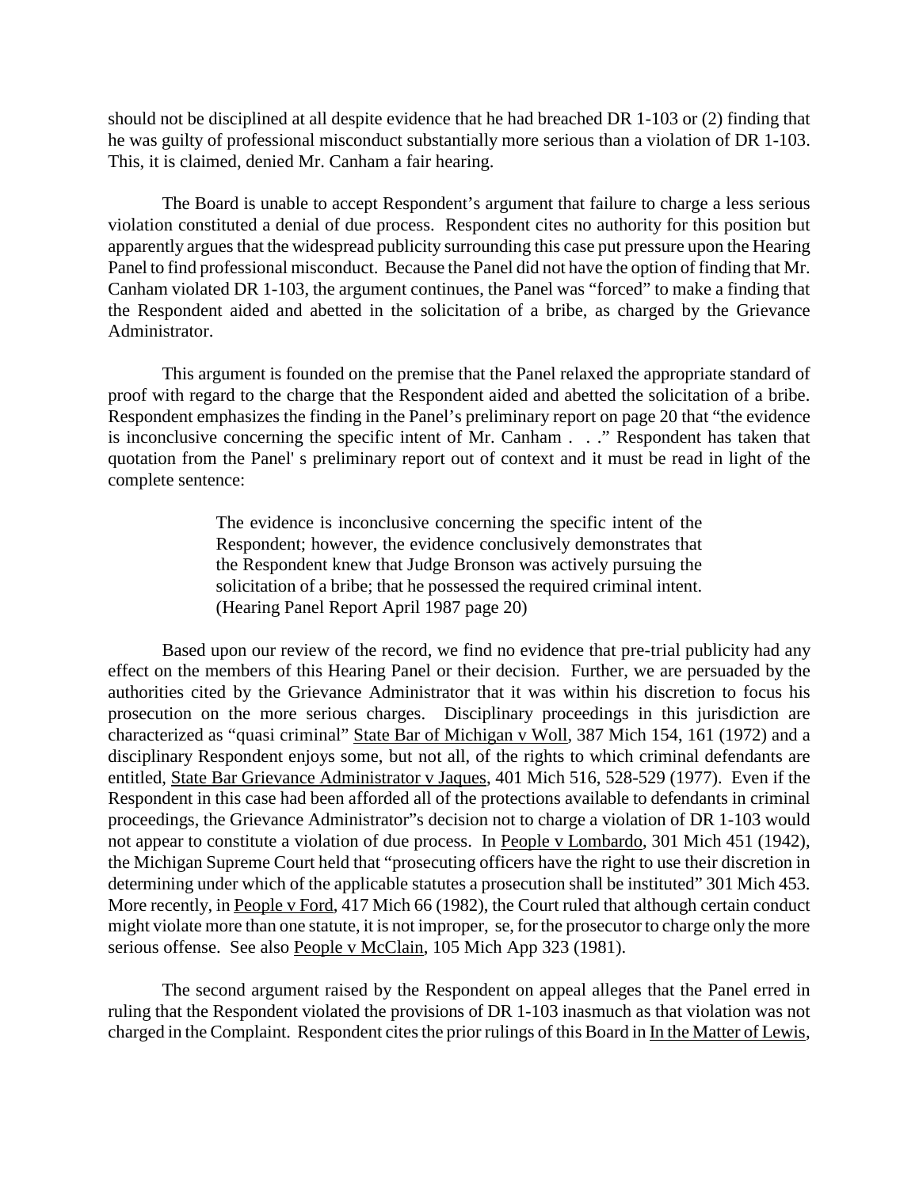should not be disciplined at all despite evidence that he had breached DR 1-103 or (2) finding that he was guilty of professional misconduct substantially more serious than a violation of DR 1-103. This, it is claimed, denied Mr. Canham a fair hearing.

The Board is unable to accept Respondent's argument that failure to charge a less serious violation constituted a denial of due process. Respondent cites no authority for this position but apparently argues that the widespread publicity surrounding this case put pressure upon the Hearing Panel to find professional misconduct. Because the Panel did not have the option of finding that Mr. Canham violated DR 1-103, the argument continues, the Panel was "forced" to make a finding that the Respondent aided and abetted in the solicitation of a bribe, as charged by the Grievance Administrator.

This argument is founded on the premise that the Panel relaxed the appropriate standard of proof with regard to the charge that the Respondent aided and abetted the solicitation of a bribe. Respondent emphasizes the finding in the Panel's preliminary report on page 20 that "the evidence is inconclusive concerning the specific intent of Mr. Canham . . ." Respondent has taken that quotation from the Panel' s preliminary report out of context and it must be read in light of the complete sentence:

> The evidence is inconclusive concerning the specific intent of the Respondent; however, the evidence conclusively demonstrates that the Respondent knew that Judge Bronson was actively pursuing the solicitation of a bribe; that he possessed the required criminal intent. (Hearing Panel Report April 1987 page 20)

Based upon our review of the record, we find no evidence that pre-trial publicity had any effect on the members of this Hearing Panel or their decision. Further, we are persuaded by the authorities cited by the Grievance Administrator that it was within his discretion to focus his prosecution on the more serious charges. Disciplinary proceedings in this jurisdiction are characterized as "quasi criminal" State Bar of Michigan v Woll, 387 Mich 154, 161 (1972) and a disciplinary Respondent enjoys some, but not all, of the rights to which criminal defendants are entitled, State Bar Grievance Administrator v Jaques, 401 Mich 516, 528-529 (1977). Even if the Respondent in this case had been afforded all of the protections available to defendants in criminal proceedings, the Grievance Administrator"s decision not to charge a violation of DR 1-103 would not appear to constitute a violation of due process. In People v Lombardo, 301 Mich 451 (1942), the Michigan Supreme Court held that "prosecuting officers have the right to use their discretion in determining under which of the applicable statutes a prosecution shall be instituted" 301 Mich 453. More recently, in People v Ford, 417 Mich 66 (1982), the Court ruled that although certain conduct might violate more than one statute, it is not improper, se, for the prosecutor to charge only the more serious offense. See also People v McClain, 105 Mich App 323 (1981).

The second argument raised by the Respondent on appeal alleges that the Panel erred in ruling that the Respondent violated the provisions of DR 1-103 inasmuch as that violation was not charged in the Complaint. Respondent cites the prior rulings of this Board in In the Matter of Lewis,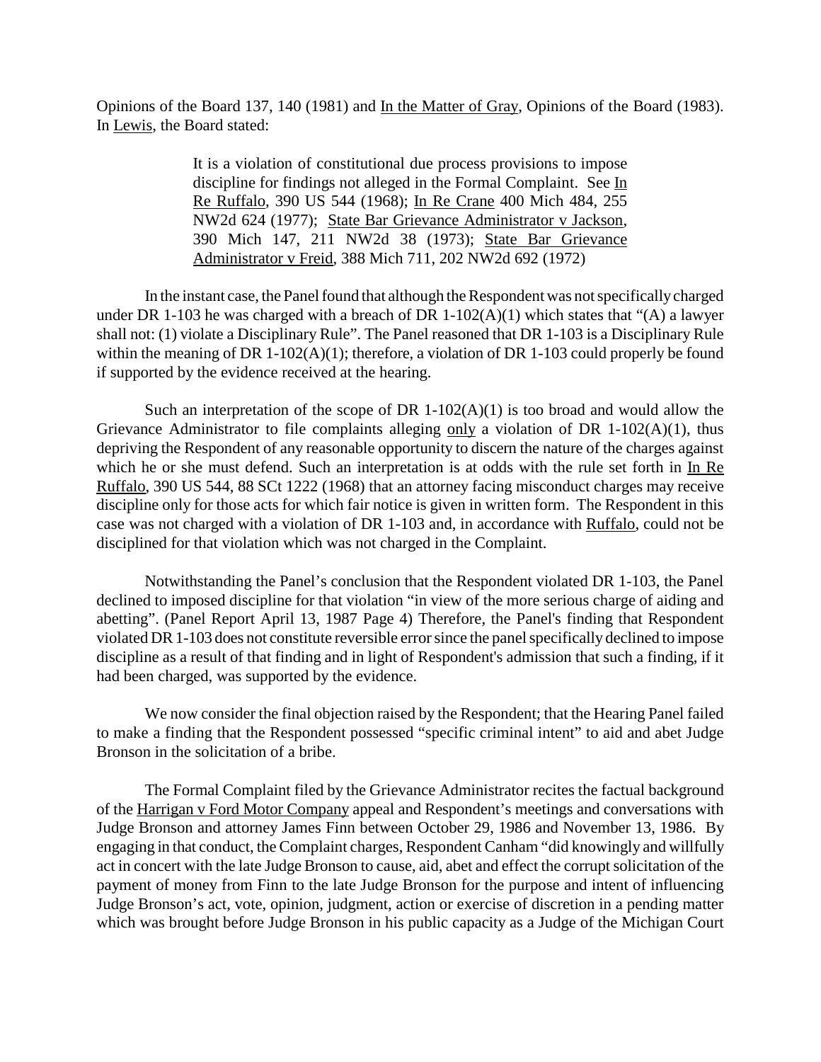Opinions of the Board 137, 140 (1981) and In the Matter of Gray, Opinions of the Board (1983). In Lewis, the Board stated:

> It is a violation of constitutional due process provisions to impose discipline for findings not alleged in the Formal Complaint. See In Re Ruffalo, 390 US 544 (1968); In Re Crane 400 Mich 484, 255 NW2d 624 (1977); State Bar Grievance Administrator v Jackson, 390 Mich 147, 211 NW2d 38 (1973); State Bar Grievance Administrator v Freid, 388 Mich 711, 202 NW2d 692 (1972)

In the instant case, the Panel found that although the Respondent was not specifically charged under DR 1-103 he was charged with a breach of DR 1-102(A)(1) which states that "(A) a lawyer shall not: (1) violate a Disciplinary Rule". The Panel reasoned that DR 1-103 is a Disciplinary Rule within the meaning of DR 1-102(A)(1); therefore, a violation of DR 1-103 could properly be found if supported by the evidence received at the hearing.

Such an interpretation of the scope of DR 1-102(A)(1) is too broad and would allow the Grievance Administrator to file complaints alleging only a violation of DR 1-102(A)(1), thus depriving the Respondent of any reasonable opportunity to discern the nature of the charges against which he or she must defend. Such an interpretation is at odds with the rule set forth in In Re Ruffalo, 390 US 544, 88 SCt 1222 (1968) that an attorney facing misconduct charges may receive discipline only for those acts for which fair notice is given in written form. The Respondent in this case was not charged with a violation of DR 1-103 and, in accordance with Ruffalo, could not be disciplined for that violation which was not charged in the Complaint.

Notwithstanding the Panel's conclusion that the Respondent violated DR 1-103, the Panel declined to imposed discipline for that violation "in view of the more serious charge of aiding and abetting". (Panel Report April 13, 1987 Page 4) Therefore, the Panel's finding that Respondent violated DR 1-103 does not constitute reversible error since the panel specifically declined to impose discipline as a result of that finding and in light of Respondent's admission that such a finding, if it had been charged, was supported by the evidence.

We now consider the final objection raised by the Respondent; that the Hearing Panel failed to make a finding that the Respondent possessed "specific criminal intent" to aid and abet Judge Bronson in the solicitation of a bribe.

The Formal Complaint filed by the Grievance Administrator recites the factual background of the Harrigan v Ford Motor Company appeal and Respondent's meetings and conversations with Judge Bronson and attorney James Finn between October 29, 1986 and November 13, 1986. By engaging in that conduct, the Complaint charges, Respondent Canham "did knowingly and willfully act in concert with the late Judge Bronson to cause, aid, abet and effect the corrupt solicitation of the payment of money from Finn to the late Judge Bronson for the purpose and intent of influencing Judge Bronson's act, vote, opinion, judgment, action or exercise of discretion in a pending matter which was brought before Judge Bronson in his public capacity as a Judge of the Michigan Court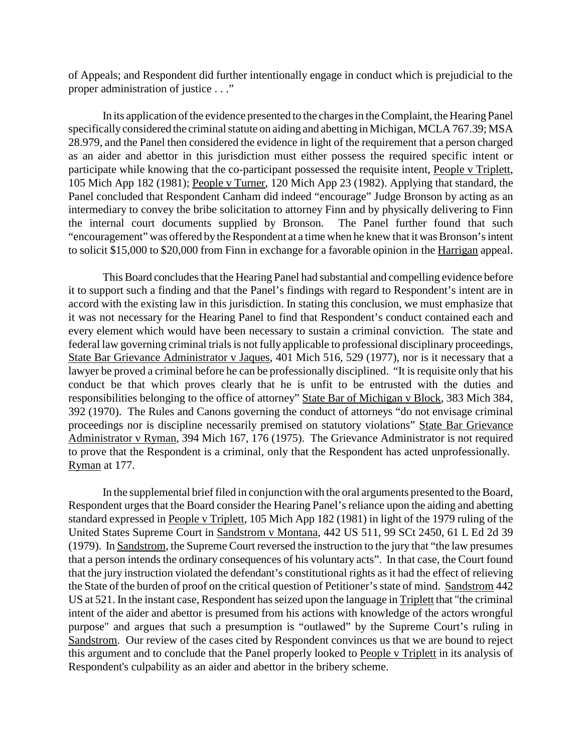of Appeals; and Respondent did further intentionally engage in conduct which is prejudicial to the proper administration of justice . . ."

In its application of the evidence presented to the charges in the Complaint, the Hearing Panel specifically considered the criminal statute on aiding and abetting in Michigan, MCLA 767.39; MSA 28.979, and the Panel then considered the evidence in light of the requirement that a person charged as an aider and abettor in this jurisdiction must either possess the required specific intent or participate while knowing that the co-participant possessed the requisite intent, People v Triplett, 105 Mich App 182 (1981); People v Turner, 120 Mich App 23 (1982). Applying that standard, the Panel concluded that Respondent Canham did indeed "encourage" Judge Bronson by acting as an intermediary to convey the bribe solicitation to attorney Finn and by physically delivering to Finn the internal court documents supplied by Bronson. The Panel further found that such "encouragement" was offered by the Respondent at a time when he knew that it was Bronson's intent to solicit $15,000 to $20,000 from Finn in exchange for a favorable opinion in the Harrigan appeal.

This Board concludes that the Hearing Panel had substantial and compelling evidence before it to support such a finding and that the Panel's findings with regard to Respondent's intent are in accord with the existing law in this jurisdiction. In stating this conclusion, we must emphasize that it was not necessary for the Hearing Panel to find that Respondent's conduct contained each and every element which would have been necessary to sustain a criminal conviction. The state and federal law governing criminal trials is not fully applicable to professional disciplinary proceedings, State Bar Grievance Administrator v Jaques, 401 Mich 516, 529 (1977), nor is it necessary that a lawyer be proved a criminal before he can be professionally disciplined. "It is requisite only that his conduct be that which proves clearly that he is unfit to be entrusted with the duties and responsibilities belonging to the office of attorney" State Bar of Michigan v Block, 383 Mich 384, 392 (1970). The Rules and Canons governing the conduct of attorneys "do not envisage criminal proceedings nor is discipline necessarily premised on statutory violations" State Bar Grievance Administrator v Ryman, 394 Mich 167, 176 (1975). The Grievance Administrator is not required to prove that the Respondent is a criminal, only that the Respondent has acted unprofessionally. Ryman at 177.

In the supplemental brief filed in conjunction with the oral arguments presented to the Board, Respondent urges that the Board consider the Hearing Panel's reliance upon the aiding and abetting standard expressed in People v Triplett, 105 Mich App 182 (1981) in light of the 1979 ruling of the United States Supreme Court in Sandstrom v Montana, 442 US 511, 99 SCt 2450, 61 L Ed 2d 39 (1979). In Sandstrom, the Supreme Court reversed the instruction to the jury that "the law presumes that a person intends the ordinary consequences of his voluntary acts". In that case, the Court found that the jury instruction violated the defendant's constitutional rights as it had the effect of relieving the State of the burden of proof on the critical question of Petitioner's state of mind. Sandstrom 442 US at 521. In the instant case, Respondent has seized upon the language in Triplett that "the criminal intent of the aider and abettor is presumed from his actions with knowledge of the actors wrongful purpose" and argues that such a presumption is "outlawed" by the Supreme Court's ruling in Sandstrom. Our review of the cases cited by Respondent convinces us that we are bound to reject this argument and to conclude that the Panel properly looked to People v Triplett in its analysis of Respondent's culpability as an aider and abettor in the bribery scheme.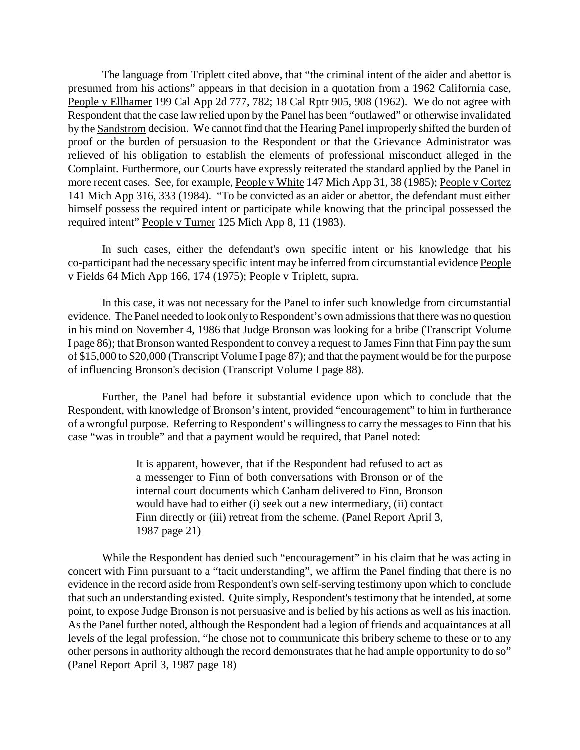The language from Triplett cited above, that "the criminal intent of the aider and abettor is presumed from his actions" appears in that decision in a quotation from a 1962 California case, People v Ellhamer 199 Cal App 2d 777, 782; 18 Cal Rptr 905, 908 (1962). We do not agree with Respondent that the case law relied upon by the Panel has been "outlawed" or otherwise invalidated by the Sandstrom decision. We cannot find that the Hearing Panel improperly shifted the burden of proof or the burden of persuasion to the Respondent or that the Grievance Administrator was relieved of his obligation to establish the elements of professional misconduct alleged in the Complaint. Furthermore, our Courts have expressly reiterated the standard applied by the Panel in more recent cases. See, for example, People v White 147 Mich App 31, 38 (1985); People v Cortez 141 Mich App 316, 333 (1984). "To be convicted as an aider or abettor, the defendant must either himself possess the required intent or participate while knowing that the principal possessed the required intent" People v Turner 125 Mich App 8, 11 (1983).

In such cases, either the defendant's own specific intent or his knowledge that his co-participant had the necessary specific intent may be inferred from circumstantial evidence People v Fields 64 Mich App 166, 174 (1975); People v Triplett, supra.

In this case, it was not necessary for the Panel to infer such knowledge from circumstantial evidence. The Panel needed to look only to Respondent's own admissions that there was no question in his mind on November 4, 1986 that Judge Bronson was looking for a bribe (Transcript Volume I page 86); that Bronson wanted Respondent to convey a request to James Finn that Finn pay the sum of $15,000 to $20,000 (Transcript Volume I page 87); and that the payment would be for the purpose of influencing Bronson's decision (Transcript Volume I page 88).

Further, the Panel had before it substantial evidence upon which to conclude that the Respondent, with knowledge of Bronson's intent, provided "encouragement" to him in furtherance of a wrongful purpose. Referring to Respondent' s willingness to carry the messages to Finn that his case "was in trouble" and that a payment would be required, that Panel noted:

> It is apparent, however, that if the Respondent had refused to act as a messenger to Finn of both conversations with Bronson or of the internal court documents which Canham delivered to Finn, Bronson would have had to either (i) seek out a new intermediary, (ii) contact Finn directly or (iii) retreat from the scheme. (Panel Report April 3, 1987 page 21)

While the Respondent has denied such "encouragement" in his claim that he was acting in concert with Finn pursuant to a "tacit understanding", we affirm the Panel finding that there is no evidence in the record aside from Respondent's own self-serving testimony upon which to conclude that such an understanding existed. Quite simply, Respondent's testimony that he intended, at some point, to expose Judge Bronson is not persuasive and is belied by his actions as well as his inaction. As the Panel further noted, although the Respondent had a legion of friends and acquaintances at all levels of the legal profession, "he chose not to communicate this bribery scheme to these or to any other persons in authority although the record demonstrates that he had ample opportunity to do so" (Panel Report April 3, 1987 page 18)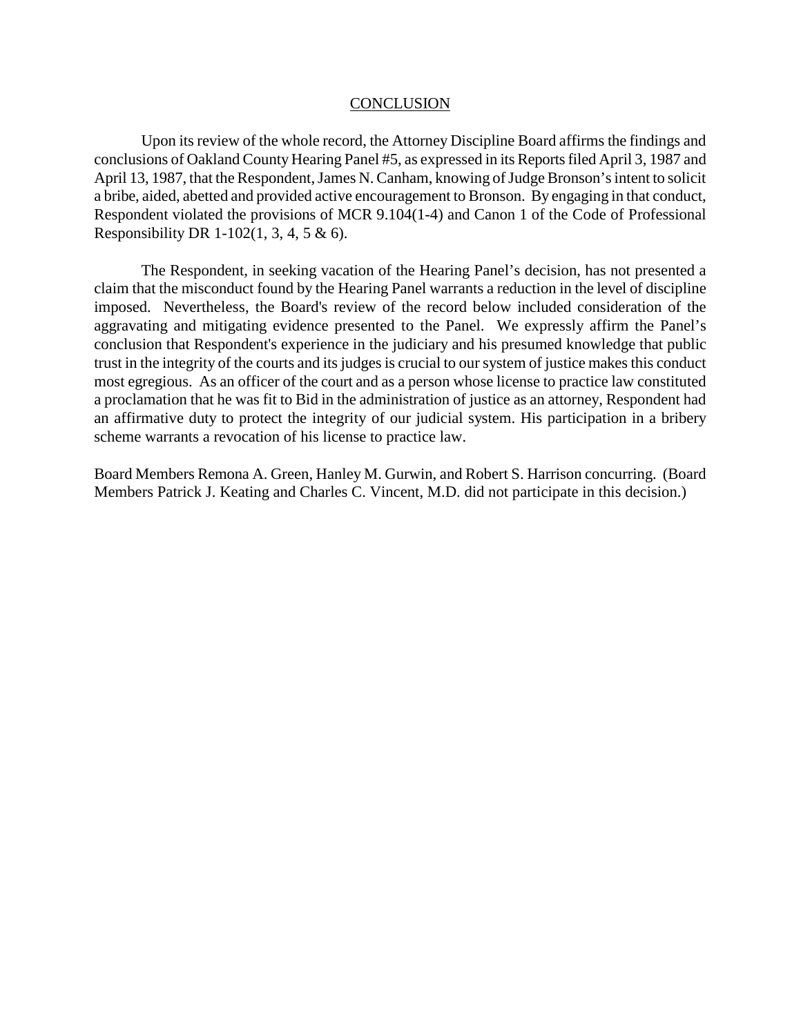## CONCLUSION

Upon its review of the whole record, the Attorney Discipline Board affirms the findings and conclusions of Oakland County Hearing Panel #5, as expressed in its Reports filed April 3, 1987 and April 13, 1987, that the Respondent, James N. Canham, knowing of Judge Bronson's intent to solicit a bribe, aided, abetted and provided active encouragement to Bronson. By engaging in that conduct, Respondent violated the provisions of MCR 9.104(1-4) and Canon 1 of the Code of Professional Responsibility DR 1-102(1, 3, 4, 5 & 6).

The Respondent, in seeking vacation of the Hearing Panel's decision, has not presented a claim that the misconduct found by the Hearing Panel warrants a reduction in the level of discipline imposed. Nevertheless, the Board's review of the record below included consideration of the aggravating and mitigating evidence presented to the Panel. We expressly affirm the Panel's conclusion that Respondent's experience in the judiciary and his presumed knowledge that public trust in the integrity of the courts and its judges is crucial to our system of justice makes this conduct most egregious. As an officer of the court and as a person whose license to practice law constituted a proclamation that he was fit to Bid in the administration of justice as an attorney, Respondent had an affirmative duty to protect the integrity of our judicial system. His participation in a bribery scheme warrants a revocation of his license to practice law.

Board Members Remona A. Green, Hanley M. Gurwin, and Robert S. Harrison concurring. (Board Members Patrick J. Keating and Charles C. Vincent, M.D. did not participate in this decision.)